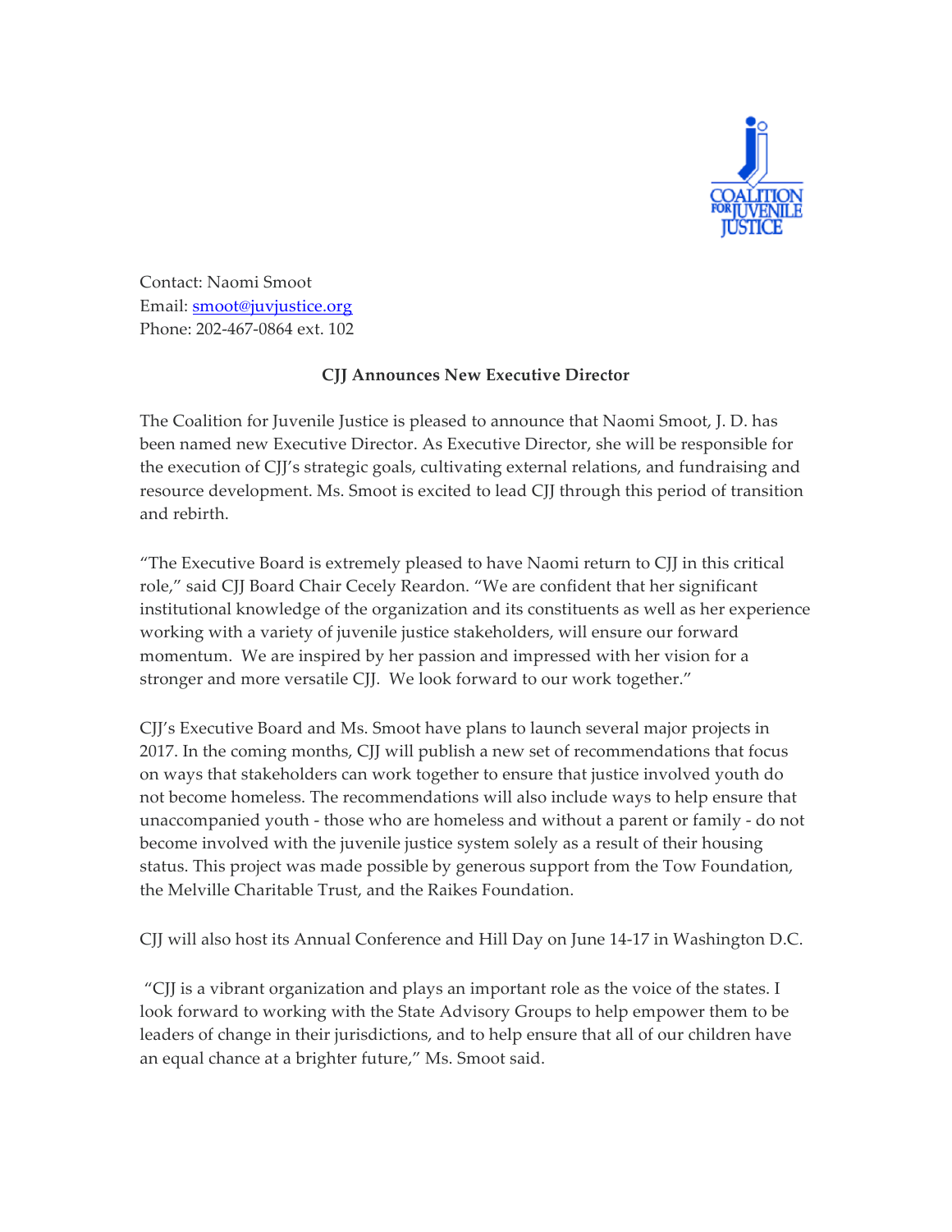COALITION FOR JUVENILE JUSTICE

Contact: Naomi Smoot
Email: [smoot@juvjustice.org](mailto:smoot@juvjustice.org)
Phone: 202-467-0864 ext. 102

**CJJ Announces New Executive Director**

The Coalition for Juvenile Justice is pleased to announce that Naomi Smoot, J. D. has been named new Executive Director. As Executive Director, she will be responsible for the execution of CJJ's strategic goals, cultivating external relations, and fundraising and resource development. Ms. Smoot is excited to lead CJJ through this period of transition and rebirth.

"The Executive Board is extremely pleased to have Naomi return to CJJ in this critical role," said CJJ Board Chair Cecely Reardon. "We are confident that her significant institutional knowledge of the organization and its constituents as well as her experience working with a variety of juvenile justice stakeholders, will ensure our forward momentum. We are inspired by her passion and impressed with her vision for a stronger and more versatile CJJ. We look forward to our work together."

CJJ's Executive Board and Ms. Smoot have plans to launch several major projects in 2017. In the coming months, CJJ will publish a new set of recommendations that focus on ways that stakeholders can work together to ensure that justice involved youth do not become homeless. The recommendations will also include ways to help ensure that unaccompanied youth - those who are homeless and without a parent or family - do not become involved with the juvenile justice system solely as a result of their housing status. This project was made possible by generous support from the Tow Foundation, the Melville Charitable Trust, and the Raikes Foundation.

CJJ will also host its Annual Conference and Hill Day on June 14-17 in Washington D.C.

"CJJ is a vibrant organization and plays an important role as the voice of the states. I look forward to working with the State Advisory Groups to help empower them to be leaders of change in their jurisdictions, and to help ensure that all of our children have an equal chance at a brighter future," Ms. Smoot said.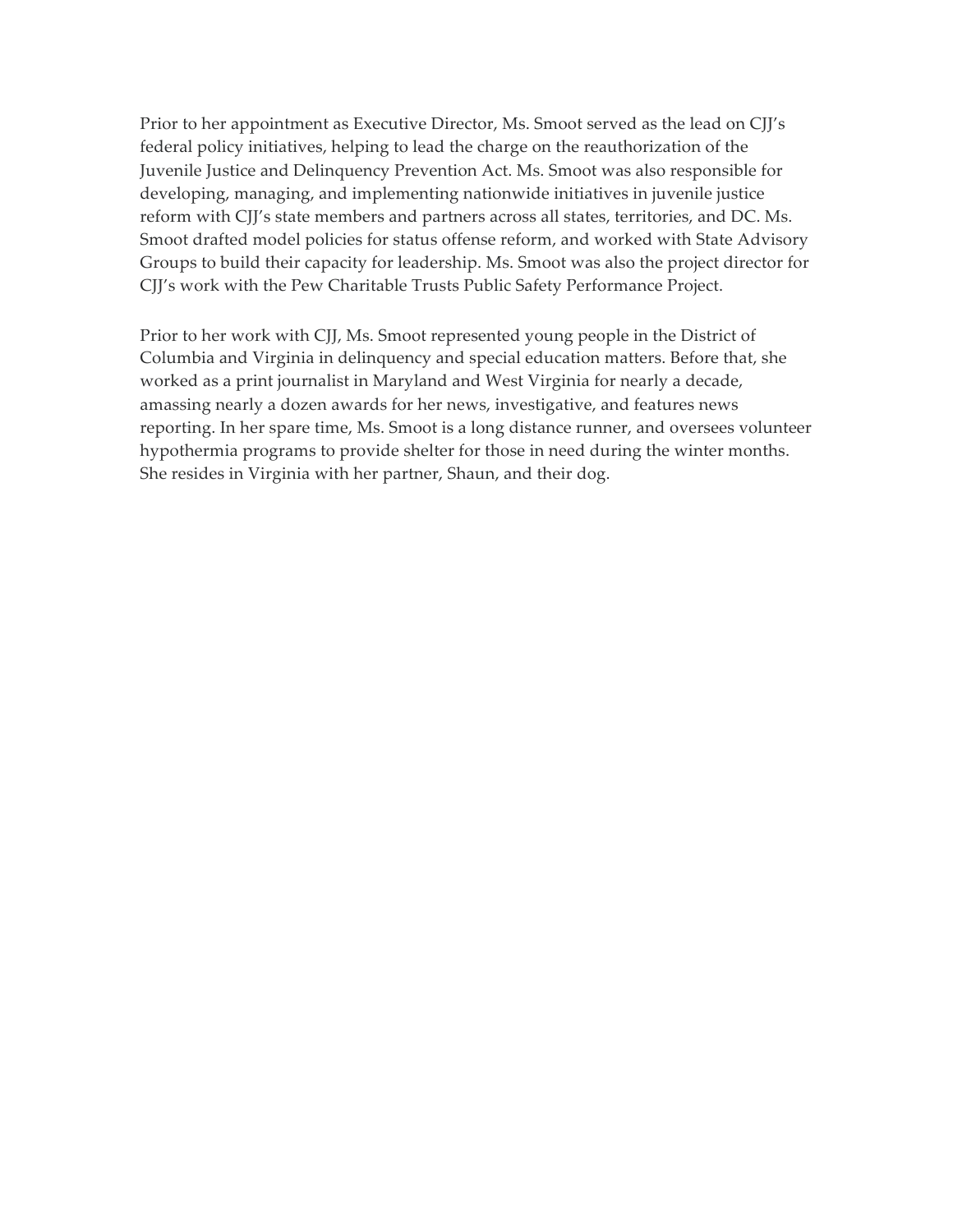Prior to her appointment as Executive Director, Ms. Smoot served as the lead on CJJ's federal policy initiatives, helping to lead the charge on the reauthorization of the Juvenile Justice and Delinquency Prevention Act. Ms. Smoot was also responsible for developing, managing, and implementing nationwide initiatives in juvenile justice reform with CJJ's state members and partners across all states, territories, and DC. Ms. Smoot drafted model policies for status offense reform, and worked with State Advisory Groups to build their capacity for leadership. Ms. Smoot was also the project director for CJJ's work with the Pew Charitable Trusts Public Safety Performance Project.

Prior to her work with CJJ, Ms. Smoot represented young people in the District of Columbia and Virginia in delinquency and special education matters. Before that, she worked as a print journalist in Maryland and West Virginia for nearly a decade, amassing nearly a dozen awards for her news, investigative, and features news reporting. In her spare time, Ms. Smoot is a long distance runner, and oversees volunteer hypothermia programs to provide shelter for those in need during the winter months. She resides in Virginia with her partner, Shaun, and their dog.